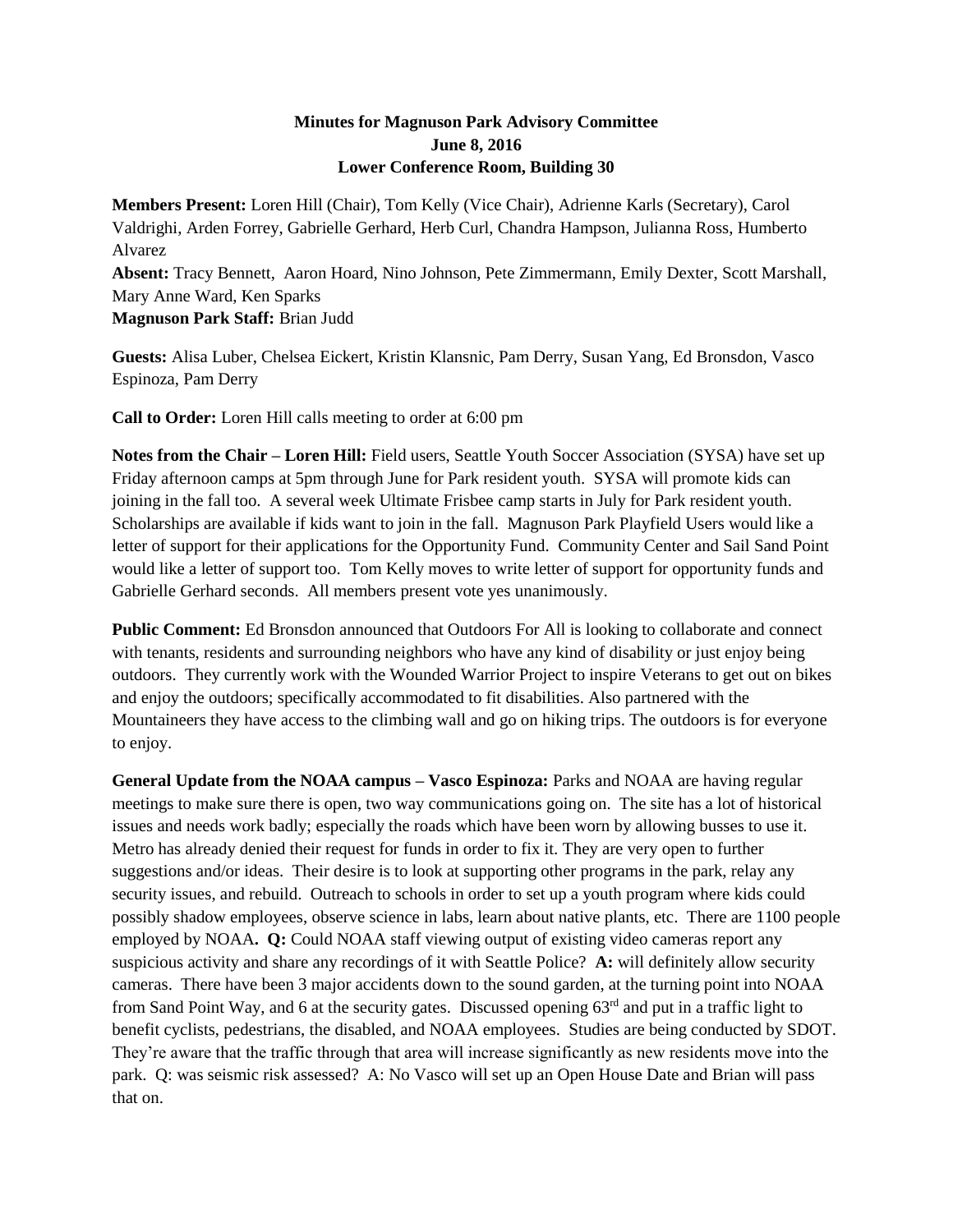**Minutes for Magnuson Park Advisory Committee**
**June 8, 2016**
**Lower Conference Room, Building 30**

**Members Present:** Loren Hill (Chair), Tom Kelly (Vice Chair), Adrienne Karls (Secretary), Carol Valdrighi, Arden Forrey, Gabrielle Gerhard, Herb Curl, Chandra Hampson, Julianna Ross, Humberto Alvarez
**Absent:** Tracy Bennett, Aaron Hoard, Nino Johnson, Pete Zimmermann, Emily Dexter, Scott Marshall, Mary Anne Ward, Ken Sparks
**Magnuson Park Staff:** Brian Judd

**Guests:** Alisa Luber, Chelsea Eickert, Kristin Klansnic, Pam Derry, Susan Yang, Ed Bronsdon, Vasco Espinoza, Pam Derry

**Call to Order:** Loren Hill calls meeting to order at 6:00 pm

**Notes from the Chair – Loren Hill:** Field users, Seattle Youth Soccer Association (SYSA) have set up Friday afternoon camps at 5pm through June for Park resident youth. SYSA will promote kids can joining in the fall too. A several week Ultimate Frisbee camp starts in July for Park resident youth. Scholarships are available if kids want to join in the fall. Magnuson Park Playfield Users would like a letter of support for their applications for the Opportunity Fund. Community Center and Sail Sand Point would like a letter of support too. Tom Kelly moves to write letter of support for opportunity funds and Gabrielle Gerhard seconds. All members present vote yes unanimously.

**Public Comment:** Ed Bronsdon announced that Outdoors For All is looking to collaborate and connect with tenants, residents and surrounding neighbors who have any kind of disability or just enjoy being outdoors. They currently work with the Wounded Warrior Project to inspire Veterans to get out on bikes and enjoy the outdoors; specifically accommodated to fit disabilities. Also partnered with the Mountaineers they have access to the climbing wall and go on hiking trips. The outdoors is for everyone to enjoy.

**General Update from the NOAA campus – Vasco Espinoza:** Parks and NOAA are having regular meetings to make sure there is open, two way communications going on. The site has a lot of historical issues and needs work badly; especially the roads which have been worn by allowing busses to use it. Metro has already denied their request for funds in order to fix it. They are very open to further suggestions and/or ideas. Their desire is to look at supporting other programs in the park, relay any security issues, and rebuild. Outreach to schools in order to set up a youth program where kids could possibly shadow employees, observe science in labs, learn about native plants, etc. There are 1100 people employed by NOAA**. Q:** Could NOAA staff viewing output of existing video cameras report any suspicious activity and share any recordings of it with Seattle Police? **A:** will definitely allow security cameras. There have been 3 major accidents down to the sound garden, at the turning point into NOAA from Sand Point Way, and 6 at the security gates. Discussed opening 63rd and put in a traffic light to benefit cyclists, pedestrians, the disabled, and NOAA employees. Studies are being conducted by SDOT. They're aware that the traffic through that area will increase significantly as new residents move into the park. Q: was seismic risk assessed? A: No Vasco will set up an Open House Date and Brian will pass that on.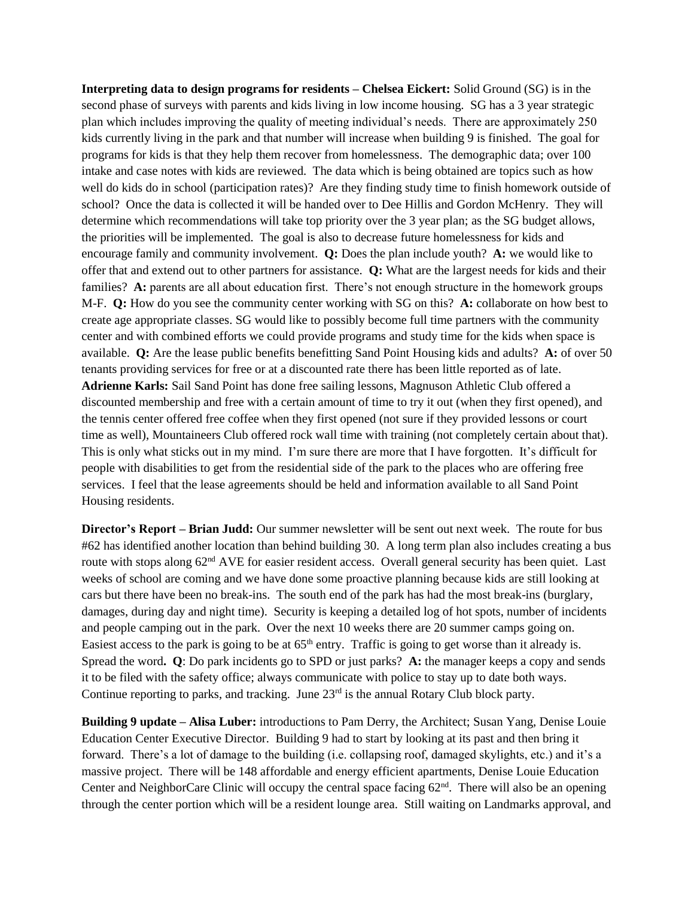**Interpreting data to design programs for residents – Chelsea Eickert:** Solid Ground (SG) is in the second phase of surveys with parents and kids living in low income housing. SG has a 3 year strategic plan which includes improving the quality of meeting individual's needs. There are approximately 250 kids currently living in the park and that number will increase when building 9 is finished. The goal for programs for kids is that they help them recover from homelessness. The demographic data; over 100 intake and case notes with kids are reviewed. The data which is being obtained are topics such as how well do kids do in school (participation rates)? Are they finding study time to finish homework outside of school? Once the data is collected it will be handed over to Dee Hillis and Gordon McHenry. They will determine which recommendations will take top priority over the 3 year plan; as the SG budget allows, the priorities will be implemented. The goal is also to decrease future homelessness for kids and encourage family and community involvement. **Q:** Does the plan include youth? **A:** we would like to offer that and extend out to other partners for assistance. **Q:** What are the largest needs for kids and their families? **A:** parents are all about education first. There's not enough structure in the homework groups M-F. **Q:** How do you see the community center working with SG on this? **A:** collaborate on how best to create age appropriate classes. SG would like to possibly become full time partners with the community center and with combined efforts we could provide programs and study time for the kids when space is available. **Q:** Are the lease public benefits benefitting Sand Point Housing kids and adults? **A:** of over 50 tenants providing services for free or at a discounted rate there has been little reported as of late. **Adrienne Karls:** Sail Sand Point has done free sailing lessons, Magnuson Athletic Club offered a discounted membership and free with a certain amount of time to try it out (when they first opened), and the tennis center offered free coffee when they first opened (not sure if they provided lessons or court time as well), Mountaineers Club offered rock wall time with training (not completely certain about that). This is only what sticks out in my mind. I'm sure there are more that I have forgotten. It's difficult for people with disabilities to get from the residential side of the park to the places who are offering free services. I feel that the lease agreements should be held and information available to all Sand Point Housing residents.

**Director's Report – Brian Judd:** Our summer newsletter will be sent out next week. The route for bus #62 has identified another location than behind building 30. A long term plan also includes creating a bus route with stops along 62nd AVE for easier resident access. Overall general security has been quiet. Last weeks of school are coming and we have done some proactive planning because kids are still looking at cars but there have been no break-ins. The south end of the park has had the most break-ins (burglary, damages, during day and night time). Security is keeping a detailed log of hot spots, number of incidents and people camping out in the park. Over the next 10 weeks there are 20 summer camps going on. Easiest access to the park is going to be at 65th entry. Traffic is going to get worse than it already is. Spread the word**. Q**: Do park incidents go to SPD or just parks? **A:** the manager keeps a copy and sends it to be filed with the safety office; always communicate with police to stay up to date both ways. Continue reporting to parks, and tracking. June 23rd is the annual Rotary Club block party.

**Building 9 update – Alisa Luber:** introductions to Pam Derry, the Architect; Susan Yang, Denise Louie Education Center Executive Director. Building 9 had to start by looking at its past and then bring it forward. There's a lot of damage to the building (i.e. collapsing roof, damaged skylights, etc.) and it's a massive project. There will be 148 affordable and energy efficient apartments, Denise Louie Education Center and NeighborCare Clinic will occupy the central space facing 62nd. There will also be an opening through the center portion which will be a resident lounge area. Still waiting on Landmarks approval, and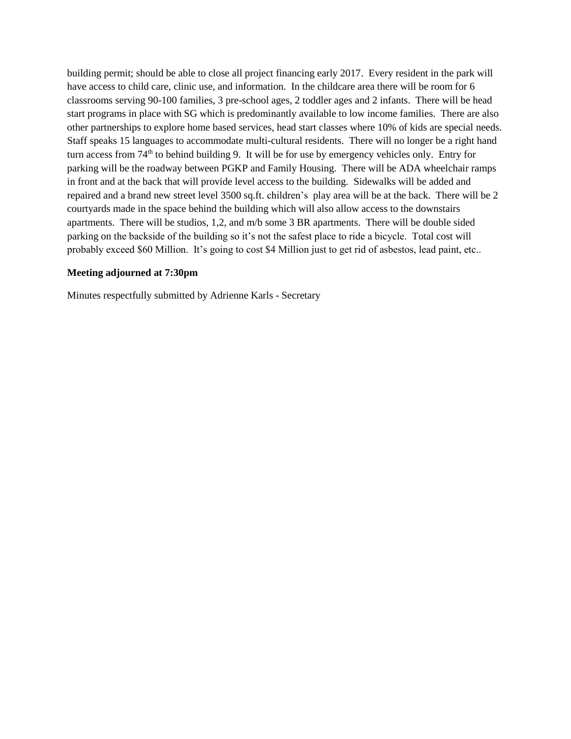building permit; should be able to close all project financing early 2017. Every resident in the park will have access to child care, clinic use, and information. In the childcare area there will be room for 6 classrooms serving 90-100 families, 3 pre-school ages, 2 toddler ages and 2 infants. There will be head start programs in place with SG which is predominantly available to low income families. There are also other partnerships to explore home based services, head start classes where 10% of kids are special needs. Staff speaks 15 languages to accommodate multi-cultural residents. There will no longer be a right hand turn access from 74th to behind building 9. It will be for use by emergency vehicles only. Entry for parking will be the roadway between PGKP and Family Housing. There will be ADA wheelchair ramps in front and at the back that will provide level access to the building. Sidewalks will be added and repaired and a brand new street level 3500 sq.ft. children's play area will be at the back. There will be 2 courtyards made in the space behind the building which will also allow access to the downstairs apartments. There will be studios, 1,2, and m/b some 3 BR apartments. There will be double sided parking on the backside of the building so it's not the safest place to ride a bicycle. Total cost will probably exceed $60 Million. It's going to cost $4 Million just to get rid of asbestos, lead paint, etc..

**Meeting adjourned at 7:30pm**

Minutes respectfully submitted by Adrienne Karls - Secretary